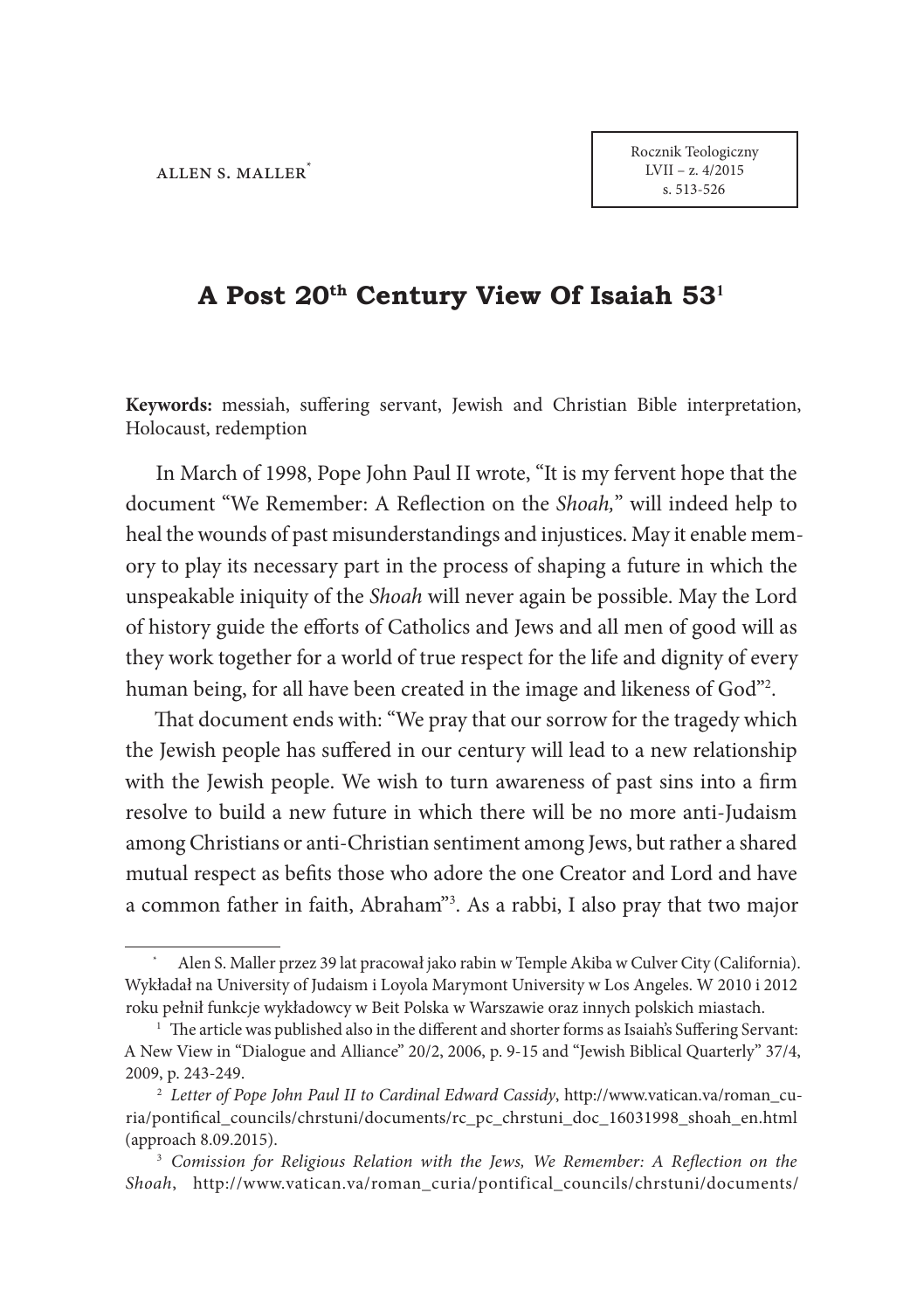ALLEN S. MALLER[*]

# A Post 20th Century View Of Isaiah 53[1]

**Keywords:** messiah, suffering servant, Jewish and Christian Bible interpretation, Holocaust, redemption

In March of 1998, Pope John Paul II wrote, "It is my fervent hope that the document "We Remember: A Reflection on the *Shoah*," will indeed help to heal the wounds of past misunderstandings and injustices. May it enable memory to play its necessary part in the process of shaping a future in which the unspeakable iniquity of the *Shoah* will never again be possible. May the Lord of history guide the efforts of Catholics and Jews and all men of good will as they work together for a world of true respect for the life and dignity of every human being, for all have been created in the image and likeness of God"[2].

That document ends with: "We pray that our sorrow for the tragedy which the Jewish people has suffered in our century will lead to a new relationship with the Jewish people. We wish to turn awareness of past sins into a firm resolve to build a new future in which there will be no more anti-Judaism among Christians or anti-Christian sentiment among Jews, but rather a shared mutual respect as befits those who adore the one Creator and Lord and have a common father in faith, Abraham"[3]. As a rabbi, I also pray that two major

---

[*] Alen S. Maller przez 39 lat pracował jako rabin w Temple Akiba w Culver City (California). Wykładał na University of Judaism i Loyola Marymont University w Los Angeles. W 2010 i 2012 roku pełnił funkcje wykładowcy w Beit Polska w Warszawie oraz innych polskich miastach.

[1] The article was published also in the different and shorter forms as Isaiah's Suffering Servant: A New View in "Dialogue and Alliance" 20/2, 2006, p. 9-15 and "Jewish Biblical Quarterly" 37/4, 2009, p. 243-249.

[2] *Letter of Pope John Paul II to Cardinal Edward Cassidy*, http://www.vatican.va/roman_curia/pontifical_councils/chrstuni/documents/rc_pc_chrstuni_doc_16031998_shoah_en.html (approach 8.09.2015).

[3] *Comission for Religious Relation with the Jews, We Remember: A Reflection on the Shoah*, http://www.vatican.va/roman_curia/pontifical_councils/chrstuni/documents/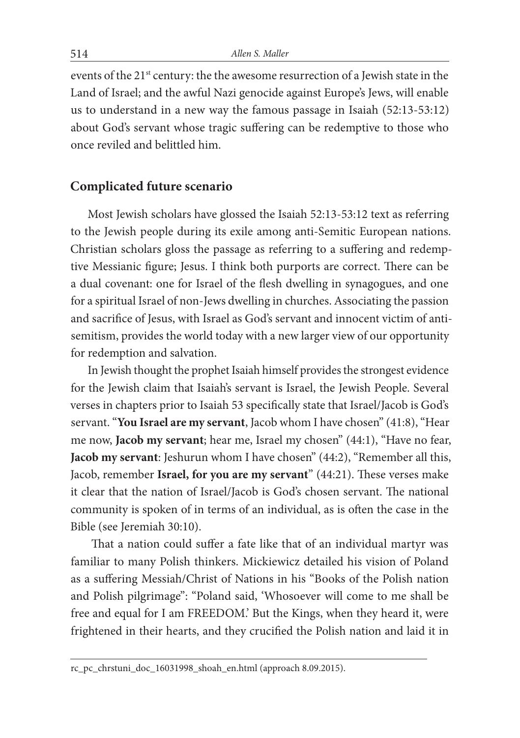events of the 21[st] century: the the awesome resurrection of a Jewish state in the Land of Israel; and the awful Nazi genocide against Europe's Jews, will enable us to understand in a new way the famous passage in Isaiah (52:13-53:12) about God's servant whose tragic suffering can be redemptive to those who once reviled and belittled him.

## Complicated future scenario

Most Jewish scholars have glossed the Isaiah 52:13-53:12 text as referring to the Jewish people during its exile among anti-Semitic European nations. Christian scholars gloss the passage as referring to a suffering and redemptive Messianic figure; Jesus. I think both purports are correct. There can be a dual covenant: one for Israel of the flesh dwelling in synagogues, and one for a spiritual Israel of non-Jews dwelling in churches. Associating the passion and sacrifice of Jesus, with Israel as God's servant and innocent victim of antisemitism, provides the world today with a new larger view of our opportunity for redemption and salvation.

In Jewish thought the prophet Isaiah himself provides the strongest evidence for the Jewish claim that Isaiah's servant is Israel, the Jewish People. Several verses in chapters prior to Isaiah 53 specifically state that Israel/Jacob is God's servant. "**You Israel are my servant**, Jacob whom I have chosen" (41:8), "Hear me now, **Jacob my servant**; hear me, Israel my chosen" (44:1), "Have no fear, **Jacob my servant**: Jeshurun whom I have chosen" (44:2), "Remember all this, Jacob, remember **Israel, for you are my servant**" (44:21). These verses make it clear that the nation of Israel/Jacob is God's chosen servant. The national community is spoken of in terms of an individual, as is often the case in the Bible (see Jeremiah 30:10).

That a nation could suffer a fate like that of an individual martyr was familiar to many Polish thinkers. Mickiewicz detailed his vision of Poland as a suffering Messiah/Christ of Nations in his "Books of the Polish nation and Polish pilgrimage": "Poland said, 'Whosoever will come to me shall be free and equal for I am FREEDOM.' But the Kings, when they heard it, were frightened in their hearts, and they crucified the Polish nation and laid it in

rc_pc_chrstuni_doc_16031998_shoah_en.html (approach 8.09.2015).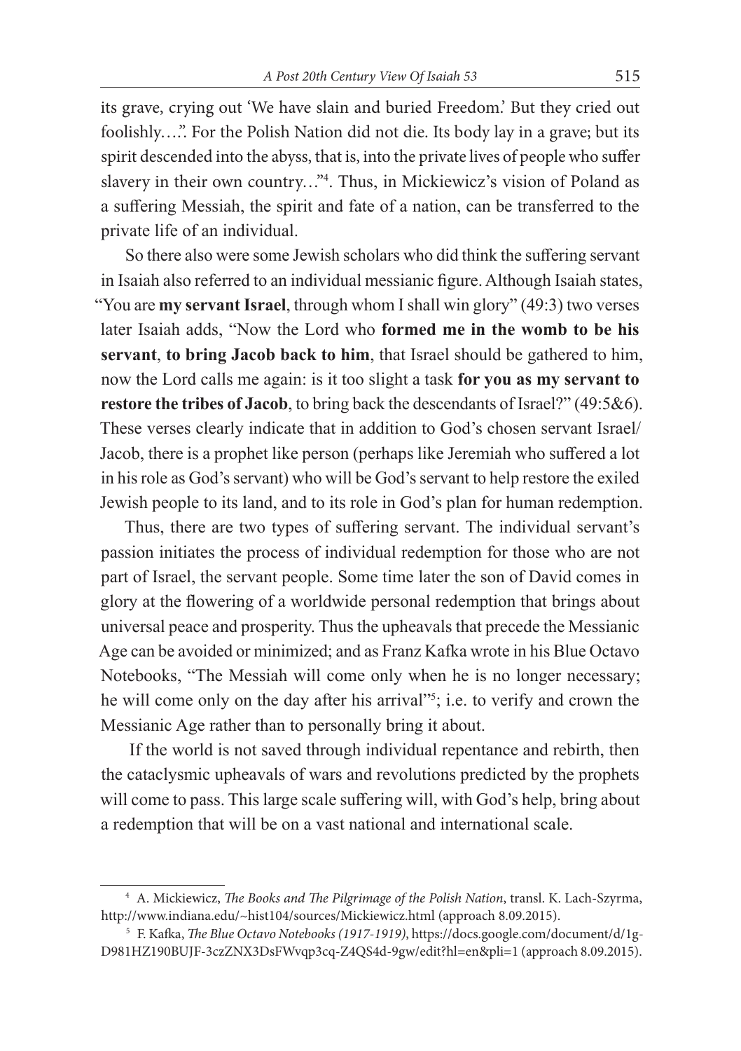its grave, crying out 'We have slain and buried Freedom.' But they cried out foolishly….". For the Polish Nation did not die. Its body lay in a grave; but its spirit descended into the abyss, that is, into the private lives of people who suffer slavery in their own country…"[4]. Thus, in Mickiewicz's vision of Poland as a suffering Messiah, the spirit and fate of a nation, can be transferred to the private life of an individual.

So there also were some Jewish scholars who did think the suffering servant in Isaiah also referred to an individual messianic figure. Although Isaiah states, "You are **my servant Israel**, through whom I shall win glory" (49:3) two verses later Isaiah adds, "Now the Lord who **formed me in the womb to be his servant**, **to bring Jacob back to him**, that Israel should be gathered to him, now the Lord calls me again: is it too slight a task **for you as my servant to restore the tribes of Jacob**, to bring back the descendants of Israel?" (49:5&6). These verses clearly indicate that in addition to God's chosen servant Israel/ Jacob, there is a prophet like person (perhaps like Jeremiah who suffered a lot in his role as God's servant) who will be God's servant to help restore the exiled Jewish people to its land, and to its role in God's plan for human redemption.

Thus, there are two types of suffering servant. The individual servant's passion initiates the process of individual redemption for those who are not part of Israel, the servant people. Some time later the son of David comes in glory at the flowering of a worldwide personal redemption that brings about universal peace and prosperity. Thus the upheavals that precede the Messianic Age can be avoided or minimized; and as Franz Kafka wrote in his Blue Octavo Notebooks, "The Messiah will come only when he is no longer necessary; he will come only on the day after his arrival"[5]; i.e. to verify and crown the Messianic Age rather than to personally bring it about.

If the world is not saved through individual repentance and rebirth, then the cataclysmic upheavals of wars and revolutions predicted by the prophets will come to pass. This large scale suffering will, with God's help, bring about a redemption that will be on a vast national and international scale.

---

[4] A. Mickiewicz, *The Books and The Pilgrimage of the Polish Nation*, transl. K. Lach-Szyrma, http://www.indiana.edu/~hist104/sources/Mickiewicz.html (approach 8.09.2015).

[5] F. Kafka, *The Blue Octavo Notebooks (1917-1919)*, https://docs.google.com/document/d/1g-D981HZ190BUJF-3czZNX3DsFWvqp3cq-Z4QS4d-9gw/edit?hl=en&pli=1 (approach 8.09.2015).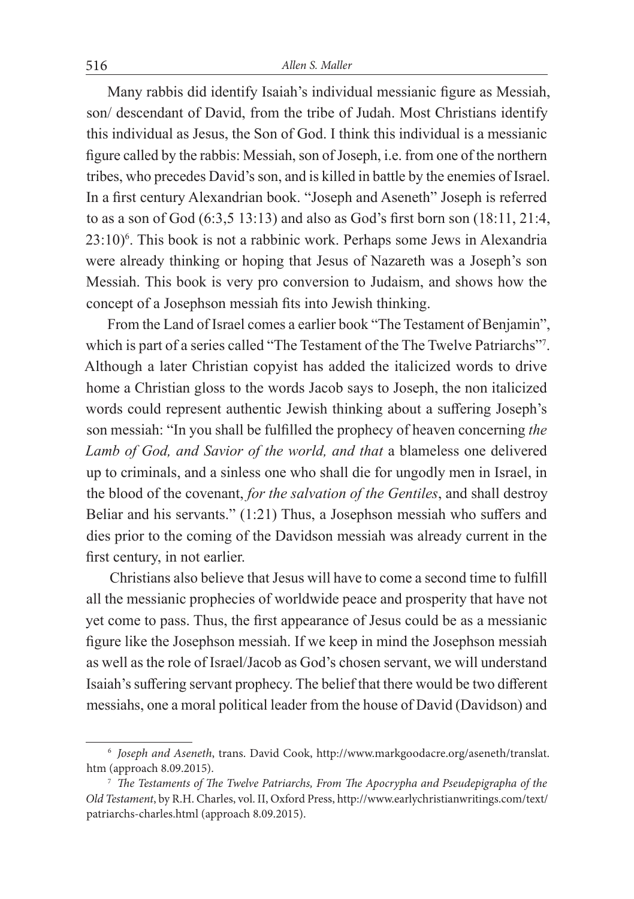Many rabbis did identify Isaiah's individual messianic figure as Messiah, son/ descendant of David, from the tribe of Judah. Most Christians identify this individual as Jesus, the Son of God. I think this individual is a messianic figure called by the rabbis: Messiah, son of Joseph, i.e. from one of the northern tribes, who precedes David's son, and is killed in battle by the enemies of Israel. In a first century Alexandrian book. "Joseph and Aseneth" Joseph is referred to as a son of God (6:3,5 13:13) and also as God's first born son (18:11, 21:4, 23:10)[6]. This book is not a rabbinic work. Perhaps some Jews in Alexandria were already thinking or hoping that Jesus of Nazareth was a Joseph's son Messiah. This book is very pro conversion to Judaism, and shows how the concept of a Josephson messiah fits into Jewish thinking.

From the Land of Israel comes a earlier book "The Testament of Benjamin", which is part of a series called "The Testament of the The Twelve Patriarchs"[7]. Although a later Christian copyist has added the italicized words to drive home a Christian gloss to the words Jacob says to Joseph, the non italicized words could represent authentic Jewish thinking about a suffering Joseph's son messiah: "In you shall be fulfilled the prophecy of heaven concerning *the Lamb of God, and Savior of the world, and that* a blameless one delivered up to criminals, and a sinless one who shall die for ungodly men in Israel, in the blood of the covenant, *for the salvation of the Gentiles*, and shall destroy Beliar and his servants." (1:21) Thus, a Josephson messiah who suffers and dies prior to the coming of the Davidson messiah was already current in the first century, in not earlier.

Christians also believe that Jesus will have to come a second time to fulfill all the messianic prophecies of worldwide peace and prosperity that have not yet come to pass. Thus, the first appearance of Jesus could be as a messianic figure like the Josephson messiah. If we keep in mind the Josephson messiah as well as the role of Israel/Jacob as God's chosen servant, we will understand Isaiah's suffering servant prophecy. The belief that there would be two different messiahs, one a moral political leader from the house of David (Davidson) and

---

[6] *Joseph and Aseneth*, trans. David Cook, http://www.markgoodacre.org/aseneth/translat.htm (approach 8.09.2015).

[7] *The Testaments of The Twelve Patriarchs, From The Apocrypha and Pseudepigrapha of the Old Testament*, by R.H. Charles, vol. II, Oxford Press, http://www.earlychristianwritings.com/text/patriarchs-charles.html (approach 8.09.2015).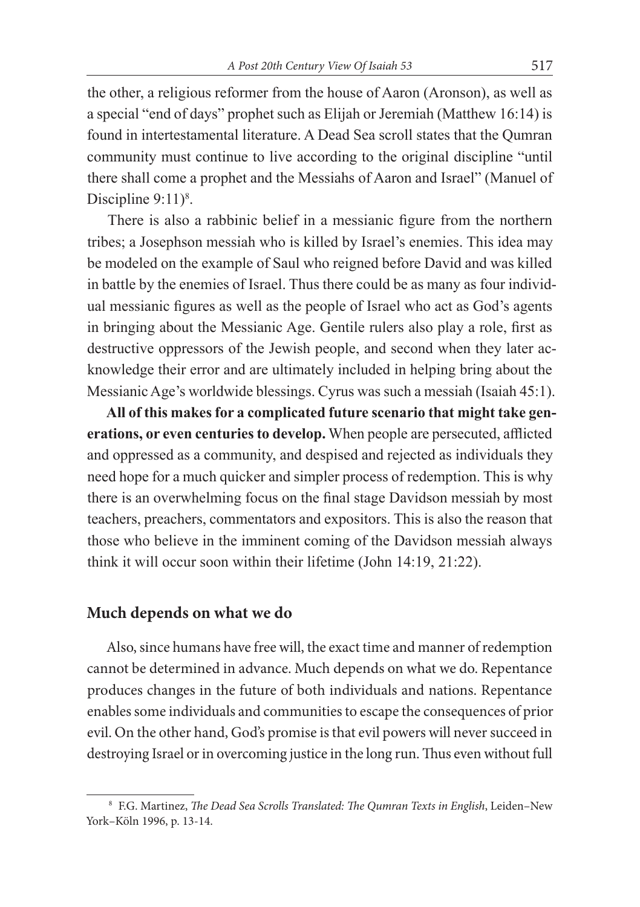the other, a religious reformer from the house of Aaron (Aronson), as well as a special "end of days" prophet such as Elijah or Jeremiah (Matthew 16:14) is found in intertestamental literature. A Dead Sea scroll states that the Qumran community must continue to live according to the original discipline "until there shall come a prophet and the Messiahs of Aaron and Israel" (Manuel of Discipline 9:11)[8].

There is also a rabbinic belief in a messianic figure from the northern tribes; a Josephson messiah who is killed by Israel's enemies. This idea may be modeled on the example of Saul who reigned before David and was killed in battle by the enemies of Israel. Thus there could be as many as four individual messianic figures as well as the people of Israel who act as God's agents in bringing about the Messianic Age. Gentile rulers also play a role, first as destructive oppressors of the Jewish people, and second when they later acknowledge their error and are ultimately included in helping bring about the Messianic Age's worldwide blessings. Cyrus was such a messiah (Isaiah 45:1).

**All of this makes for a complicated future scenario that might take generations, or even centuries to develop.** When people are persecuted, afflicted and oppressed as a community, and despised and rejected as individuals they need hope for a much quicker and simpler process of redemption. This is why there is an overwhelming focus on the final stage Davidson messiah by most teachers, preachers, commentators and expositors. This is also the reason that those who believe in the imminent coming of the Davidson messiah always think it will occur soon within their lifetime (John 14:19, 21:22).

## Much depends on what we do

Also, since humans have free will, the exact time and manner of redemption cannot be determined in advance. Much depends on what we do. Repentance produces changes in the future of both individuals and nations. Repentance enables some individuals and communities to escape the consequences of prior evil. On the other hand, God's promise is that evil powers will never succeed in destroying Israel or in overcoming justice in the long run. Thus even without full

[8] F.G. Martinez, *The Dead Sea Scrolls Translated: The Qumran Texts in English*, Leiden–New York–Köln 1996, p. 13-14.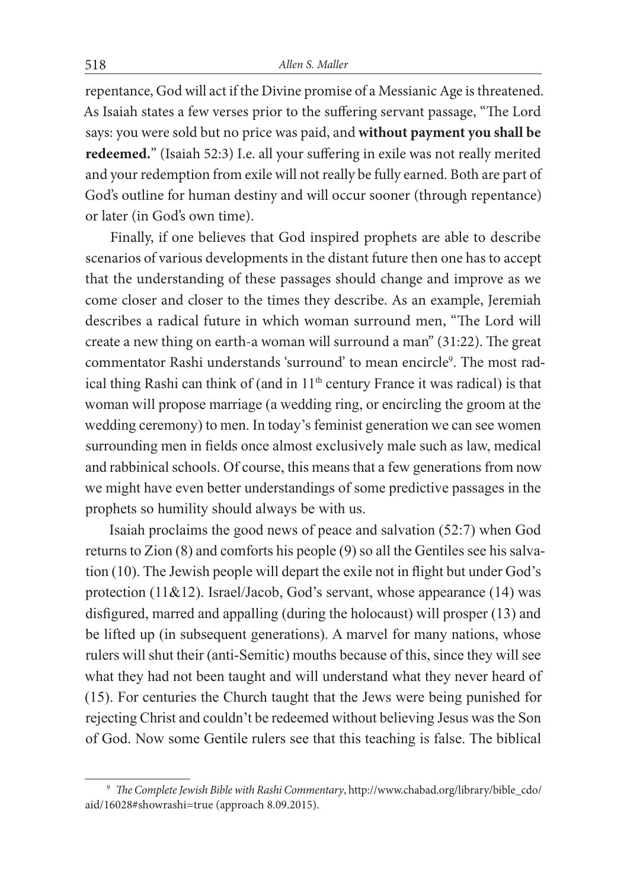repentance, God will act if the Divine promise of a Messianic Age is threatened. As Isaiah states a few verses prior to the suffering servant passage, "The Lord says: you were sold but no price was paid, and **without payment you shall be redeemed.**" (Isaiah 52:3) I.e. all your suffering in exile was not really merited and your redemption from exile will not really be fully earned. Both are part of God's outline for human destiny and will occur sooner (through repentance) or later (in God's own time).

Finally, if one believes that God inspired prophets are able to describe scenarios of various developments in the distant future then one has to accept that the understanding of these passages should change and improve as we come closer and closer to the times they describe. As an example, Jeremiah describes a radical future in which woman surround men, "The Lord will create a new thing on earth-a woman will surround a man" (31:22). The great commentator Rashi understands 'surround' to mean encircle[9]. The most radical thing Rashi can think of (and in 11th century France it was radical) is that woman will propose marriage (a wedding ring, or encircling the groom at the wedding ceremony) to men. In today's feminist generation we can see women surrounding men in fields once almost exclusively male such as law, medical and rabbinical schools. Of course, this means that a few generations from now we might have even better understandings of some predictive passages in the prophets so humility should always be with us.

Isaiah proclaims the good news of peace and salvation (52:7) when God returns to Zion (8) and comforts his people (9) so all the Gentiles see his salvation (10). The Jewish people will depart the exile not in flight but under God's protection (11&12). Israel/Jacob, God's servant, whose appearance (14) was disfigured, marred and appalling (during the holocaust) will prosper (13) and be lifted up (in subsequent generations). A marvel for many nations, whose rulers will shut their (anti-Semitic) mouths because of this, since they will see what they had not been taught and will understand what they never heard of (15). For centuries the Church taught that the Jews were being punished for rejecting Christ and couldn't be redeemed without believing Jesus was the Son of God. Now some Gentile rulers see that this teaching is false. The biblical

---

[9] *The Complete Jewish Bible with Rashi Commentary*, http://www.chabad.org/library/bible_cdo/aid/16028#showrashi=true (approach 8.09.2015).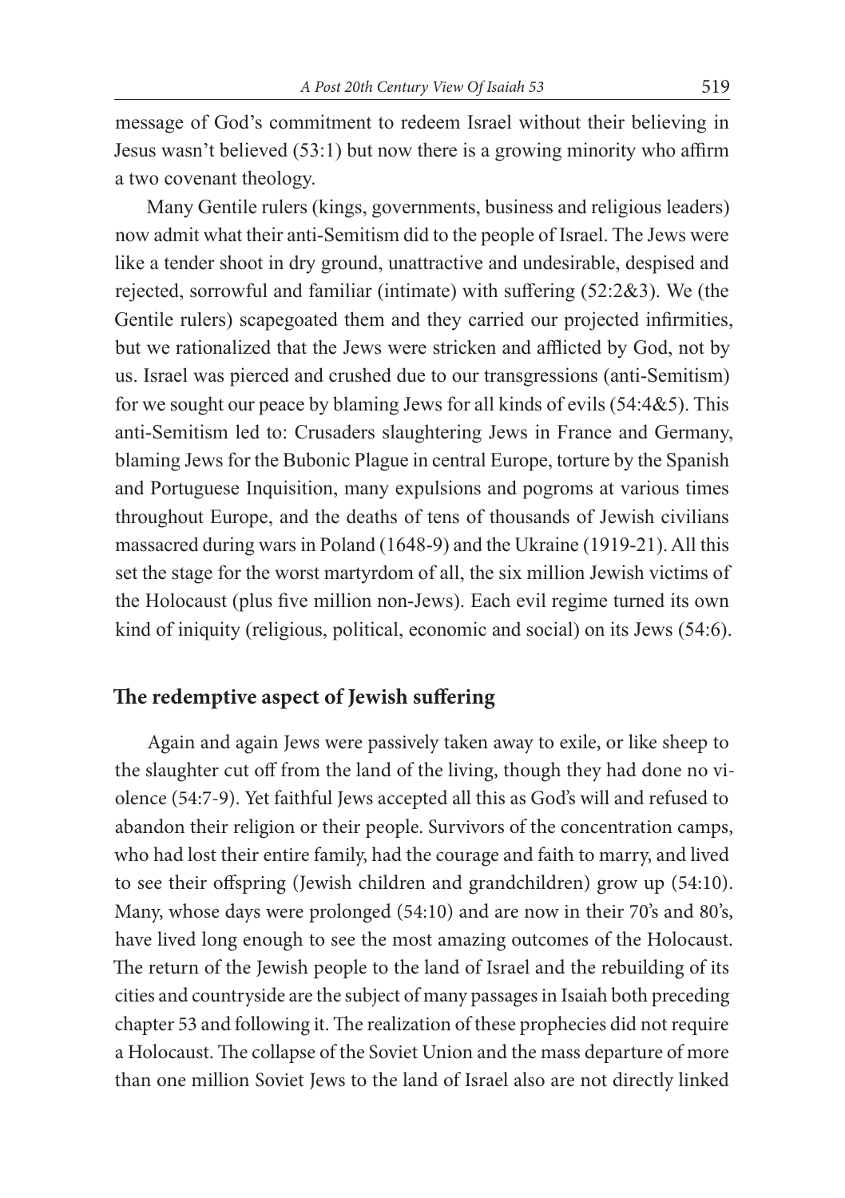message of God's commitment to redeem Israel without their believing in Jesus wasn't believed (53:1) but now there is a growing minority who affirm a two covenant theology.

Many Gentile rulers (kings, governments, business and religious leaders) now admit what their anti-Semitism did to the people of Israel. The Jews were like a tender shoot in dry ground, unattractive and undesirable, despised and rejected, sorrowful and familiar (intimate) with suffering (52:2&3). We (the Gentile rulers) scapegoated them and they carried our projected infirmities, but we rationalized that the Jews were stricken and afflicted by God, not by us. Israel was pierced and crushed due to our transgressions (anti-Semitism) for we sought our peace by blaming Jews for all kinds of evils (54:4&5). This anti-Semitism led to: Crusaders slaughtering Jews in France and Germany, blaming Jews for the Bubonic Plague in central Europe, torture by the Spanish and Portuguese Inquisition, many expulsions and pogroms at various times throughout Europe, and the deaths of tens of thousands of Jewish civilians massacred during wars in Poland (1648-9) and the Ukraine (1919-21). All this set the stage for the worst martyrdom of all, the six million Jewish victims of the Holocaust (plus five million non-Jews). Each evil regime turned its own kind of iniquity (religious, political, economic and social) on its Jews (54:6).

## The redemptive aspect of Jewish suffering

Again and again Jews were passively taken away to exile, or like sheep to the slaughter cut off from the land of the living, though they had done no violence (54:7-9). Yet faithful Jews accepted all this as God's will and refused to abandon their religion or their people. Survivors of the concentration camps, who had lost their entire family, had the courage and faith to marry, and lived to see their offspring (Jewish children and grandchildren) grow up (54:10). Many, whose days were prolonged (54:10) and are now in their 70's and 80's, have lived long enough to see the most amazing outcomes of the Holocaust. The return of the Jewish people to the land of Israel and the rebuilding of its cities and countryside are the subject of many passages in Isaiah both preceding chapter 53 and following it. The realization of these prophecies did not require a Holocaust. The collapse of the Soviet Union and the mass departure of more than one million Soviet Jews to the land of Israel also are not directly linked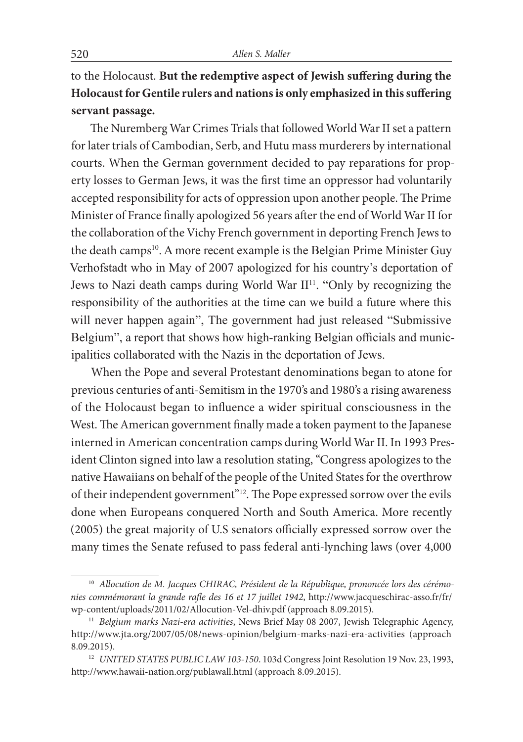to the Holocaust. **But the redemptive aspect of Jewish suffering during the Holocaust for Gentile rulers and nations is only emphasized in this suffering servant passage.**

The Nuremberg War Crimes Trials that followed World War II set a pattern for later trials of Cambodian, Serb, and Hutu mass murderers by international courts. When the German government decided to pay reparations for property losses to German Jews, it was the first time an oppressor had voluntarily accepted responsibility for acts of oppression upon another people. The Prime Minister of France finally apologized 56 years after the end of World War II for the collaboration of the Vichy French government in deporting French Jews to the death camps[10]. A more recent example is the Belgian Prime Minister Guy Verhofstadt who in May of 2007 apologized for his country's deportation of Jews to Nazi death camps during World War II[11]. "Only by recognizing the responsibility of the authorities at the time can we build a future where this will never happen again", The government had just released "Submissive Belgium", a report that shows how high-ranking Belgian officials and municipalities collaborated with the Nazis in the deportation of Jews.

When the Pope and several Protestant denominations began to atone for previous centuries of anti-Semitism in the 1970's and 1980's a rising awareness of the Holocaust began to influence a wider spiritual consciousness in the West. The American government finally made a token payment to the Japanese interned in American concentration camps during World War II. In 1993 President Clinton signed into law a resolution stating, "Congress apologizes to the native Hawaiians on behalf of the people of the United States for the overthrow of their independent government"[12]. The Pope expressed sorrow over the evils done when Europeans conquered North and South America. More recently (2005) the great majority of U.S senators officially expressed sorrow over the many times the Senate refused to pass federal anti-lynching laws (over 4,000

---

[10] *Allocution de M. Jacques CHIRAC, Président de la République, prononcée lors des cérémonies commémorant la grande rafle des 16 et 17 juillet 1942*, http://www.jacqueschirac-asso.fr/fr/wp-content/uploads/2011/02/Allocution-Vel-dhiv.pdf (approach 8.09.2015).

[11] *Belgium marks Nazi-era activities*, News Brief May 08 2007, Jewish Telegraphic Agency, http://www.jta.org/2007/05/08/news-opinion/belgium-marks-nazi-era-activities (approach 8.09.2015).

[12] *UNITED STATES PUBLIC LAW 103-150*. 103d Congress Joint Resolution 19 Nov. 23, 1993, http://www.hawaii-nation.org/publawall.html (approach 8.09.2015).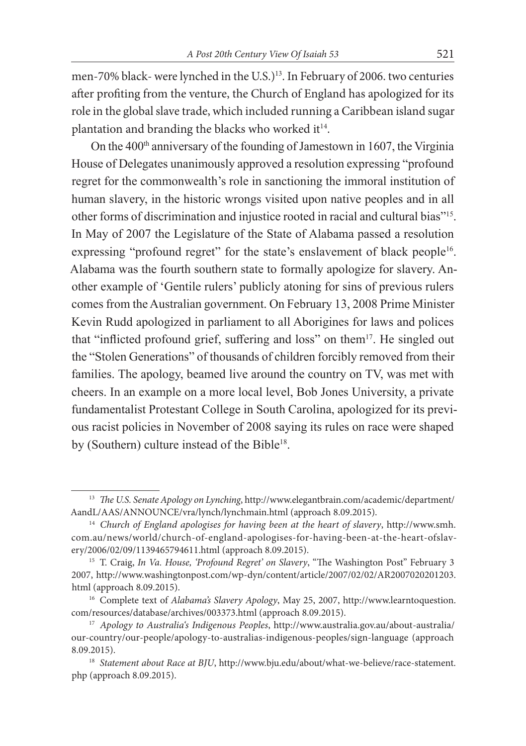men-70% black- were lynched in the U.S.)[13]. In February of 2006. two centuries after profiting from the venture, the Church of England has apologized for its role in the global slave trade, which included running a Caribbean island sugar plantation and branding the blacks who worked it[14].

On the 400[th] anniversary of the founding of Jamestown in 1607, the Virginia House of Delegates unanimously approved a resolution expressing "profound regret for the commonwealth's role in sanctioning the immoral institution of human slavery, in the historic wrongs visited upon native peoples and in all other forms of discrimination and injustice rooted in racial and cultural bias"[15]. In May of 2007 the Legislature of the State of Alabama passed a resolution expressing "profound regret" for the state's enslavement of black people[16]. Alabama was the fourth southern state to formally apologize for slavery. Another example of 'Gentile rulers' publicly atoning for sins of previous rulers comes from the Australian government. On February 13, 2008 Prime Minister Kevin Rudd apologized in parliament to all Aborigines for laws and polices that "inflicted profound grief, suffering and loss" on them[17]. He singled out the "Stolen Generations" of thousands of children forcibly removed from their families. The apology, beamed live around the country on TV, was met with cheers. In an example on a more local level, Bob Jones University, a private fundamentalist Protestant College in South Carolina, apologized for its previous racist policies in November of 2008 saying its rules on race were shaped by (Southern) culture instead of the Bible[18].

---

[13] *The U.S. Senate Apology on Lynching*, http://www.elegantbrain.com/academic/department/AandL/AAS/ANNOUNCE/vra/lynch/lynchmain.html (approach 8.09.2015).

[14] *Church of England apologises for having been at the heart of slavery*, http://www.smh.com.au/news/world/church-of-england-apologises-for-having-been-at-the-heart-ofslavery/2006/02/09/1139465794611.html (approach 8.09.2015).

[15] T. Craig, *In Va. House, 'Profound Regret' on Slavery*, "The Washington Post" February 3 2007, http://www.washingtonpost.com/wp-dyn/content/article/2007/02/02/AR2007020201203.html (approach 8.09.2015).

[16] Complete text of *Alabama's Slavery Apology*, May 25, 2007, http://www.learntoquestion.com/resources/database/archives/003373.html (approach 8.09.2015).

[17] *Apology to Australia's Indigenous Peoples*, http://www.australia.gov.au/about-australia/our-country/our-people/apology-to-australias-indigenous-peoples/sign-language (approach 8.09.2015).

[18] *Statement about Race at BJU*, http://www.bju.edu/about/what-we-believe/race-statement.php (approach 8.09.2015).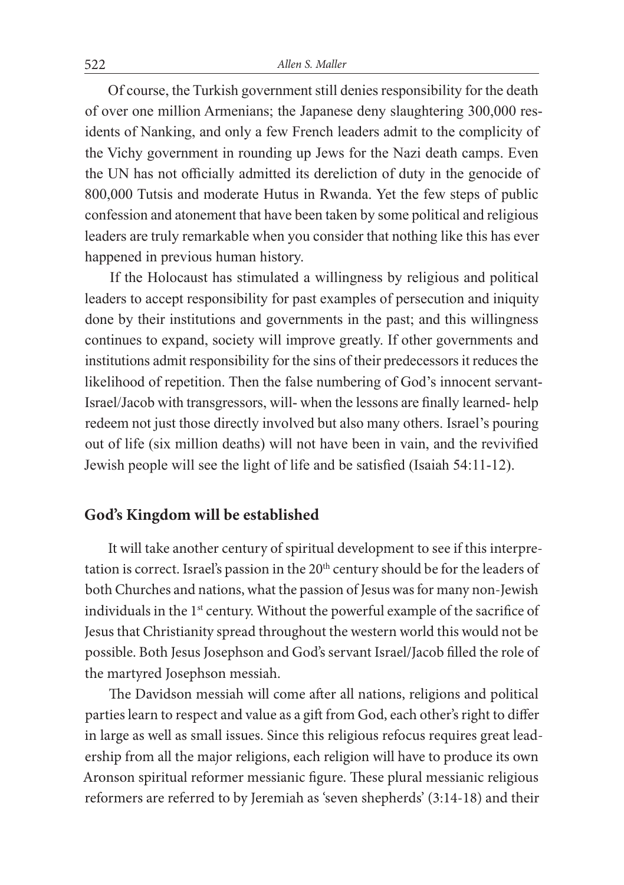Of course, the Turkish government still denies responsibility for the death of over one million Armenians; the Japanese deny slaughtering 300,000 residents of Nanking, and only a few French leaders admit to the complicity of the Vichy government in rounding up Jews for the Nazi death camps. Even the UN has not officially admitted its dereliction of duty in the genocide of 800,000 Tutsis and moderate Hutus in Rwanda. Yet the few steps of public confession and atonement that have been taken by some political and religious leaders are truly remarkable when you consider that nothing like this has ever happened in previous human history.

If the Holocaust has stimulated a willingness by religious and political leaders to accept responsibility for past examples of persecution and iniquity done by their institutions and governments in the past; and this willingness continues to expand, society will improve greatly. If other governments and institutions admit responsibility for the sins of their predecessors it reduces the likelihood of repetition. Then the false numbering of God's innocent servant-Israel/Jacob with transgressors, will- when the lessons are finally learned- help redeem not just those directly involved but also many others. Israel's pouring out of life (six million deaths) will not have been in vain, and the revivified Jewish people will see the light of life and be satisfied (Isaiah 54:11-12).

## God's Kingdom will be established

It will take another century of spiritual development to see if this interpretation is correct. Israel's passion in the 20th century should be for the leaders of both Churches and nations, what the passion of Jesus was for many non-Jewish individuals in the 1st century. Without the powerful example of the sacrifice of Jesus that Christianity spread throughout the western world this would not be possible. Both Jesus Josephson and God's servant Israel/Jacob filled the role of the martyred Josephson messiah.

The Davidson messiah will come after all nations, religions and political parties learn to respect and value as a gift from God, each other's right to differ in large as well as small issues. Since this religious refocus requires great leadership from all the major religions, each religion will have to produce its own Aronson spiritual reformer messianic figure. These plural messianic religious reformers are referred to by Jeremiah as 'seven shepherds' (3:14-18) and their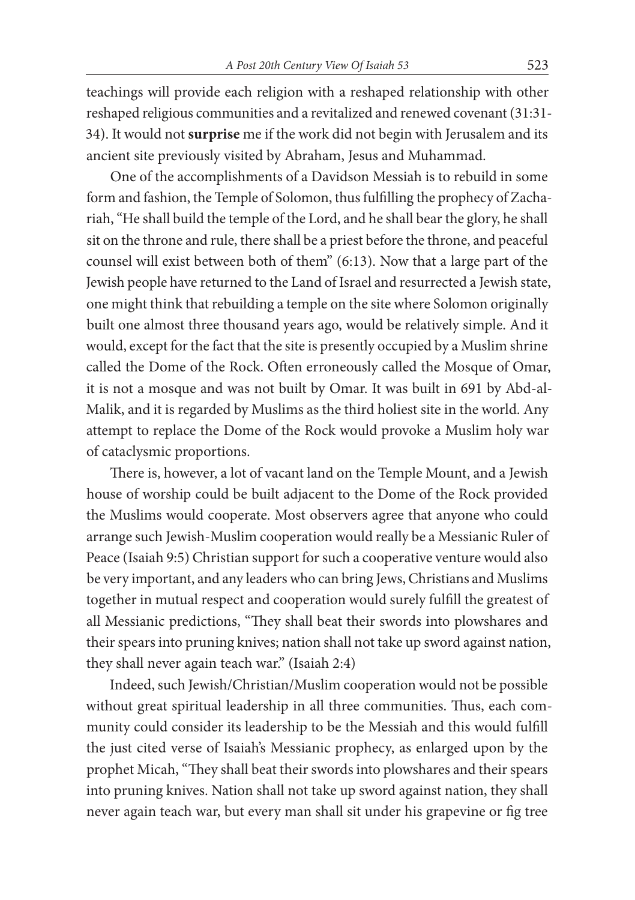teachings will provide each religion with a reshaped relationship with other reshaped religious communities and a revitalized and renewed covenant (31:31-34). It would not **surprise** me if the work did not begin with Jerusalem and its ancient site previously visited by Abraham, Jesus and Muhammad.

One of the accomplishments of a Davidson Messiah is to rebuild in some form and fashion, the Temple of Solomon, thus fulfilling the prophecy of Zachariah, "He shall build the temple of the Lord, and he shall bear the glory, he shall sit on the throne and rule, there shall be a priest before the throne, and peaceful counsel will exist between both of them" (6:13). Now that a large part of the Jewish people have returned to the Land of Israel and resurrected a Jewish state, one might think that rebuilding a temple on the site where Solomon originally built one almost three thousand years ago, would be relatively simple. And it would, except for the fact that the site is presently occupied by a Muslim shrine called the Dome of the Rock. Often erroneously called the Mosque of Omar, it is not a mosque and was not built by Omar. It was built in 691 by Abd-al-Malik, and it is regarded by Muslims as the third holiest site in the world. Any attempt to replace the Dome of the Rock would provoke a Muslim holy war of cataclysmic proportions.

There is, however, a lot of vacant land on the Temple Mount, and a Jewish house of worship could be built adjacent to the Dome of the Rock provided the Muslims would cooperate. Most observers agree that anyone who could arrange such Jewish-Muslim cooperation would really be a Messianic Ruler of Peace (Isaiah 9:5) Christian support for such a cooperative venture would also be very important, and any leaders who can bring Jews, Christians and Muslims together in mutual respect and cooperation would surely fulfill the greatest of all Messianic predictions, "They shall beat their swords into plowshares and their spears into pruning knives; nation shall not take up sword against nation, they shall never again teach war." (Isaiah 2:4)

Indeed, such Jewish/Christian/Muslim cooperation would not be possible without great spiritual leadership in all three communities. Thus, each community could consider its leadership to be the Messiah and this would fulfill the just cited verse of Isaiah's Messianic prophecy, as enlarged upon by the prophet Micah, "They shall beat their swords into plowshares and their spears into pruning knives. Nation shall not take up sword against nation, they shall never again teach war, but every man shall sit under his grapevine or fig tree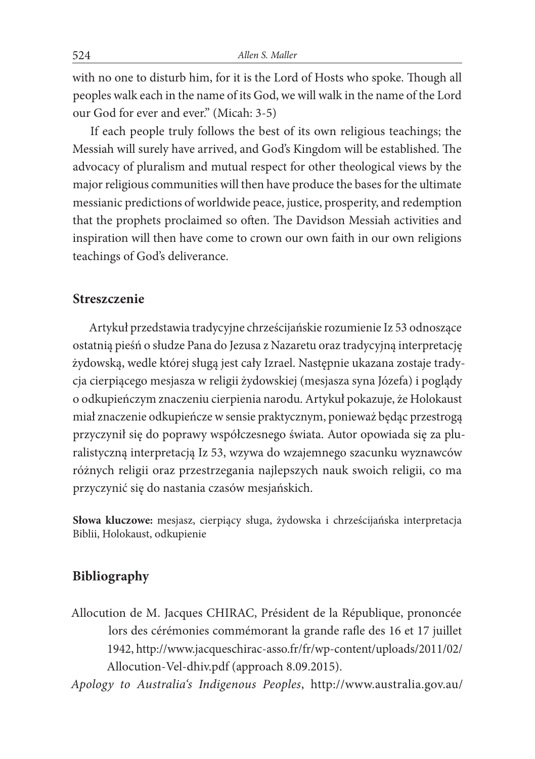with no one to disturb him, for it is the Lord of Hosts who spoke. Though all peoples walk each in the name of its God, we will walk in the name of the Lord our God for ever and ever." (Micah: 3-5)

If each people truly follows the best of its own religious teachings; the Messiah will surely have arrived, and God's Kingdom will be established. The advocacy of pluralism and mutual respect for other theological views by the major religious communities will then have produce the bases for the ultimate messianic predictions of worldwide peace, justice, prosperity, and redemption that the prophets proclaimed so often. The Davidson Messiah activities and inspiration will then have come to crown our own faith in our own religions teachings of God's deliverance.

## Streszczenie

Artykuł przedstawia tradycyjne chrześcijańskie rozumienie Iz 53 odnoszące ostatnią pieśń o słudze Pana do Jezusa z Nazaretu oraz tradycyjną interpretację żydowską, wedle której sługą jest cały Izrael. Następnie ukazana zostaje tradycja cierpiącego mesjasza w religii żydowskiej (mesjasza syna Józefa) i poglądy o odkupieńczym znaczeniu cierpienia narodu. Artykuł pokazuje, że Holokaust miał znaczenie odkupieńcze w sensie praktycznym, ponieważ będąc przestrogą przyczynił się do poprawy współczesnego świata. Autor opowiada się za pluralistyczną interpretacją Iz 53, wzywa do wzajemnego szacunku wyznawców różnych religii oraz przestrzegania najlepszych nauk swoich religii, co ma przyczynić się do nastania czasów mesjańskich.

**Słowa kluczowe:** mesjasz, cierpiący sługa, żydowska i chrześcijańska interpretacja Biblii, Holokaust, odkupienie

## Bibliography

Allocution de M. Jacques CHIRAC, Président de la République, prononcée lors des cérémonies commémorant la grande rafle des 16 et 17 juillet 1942, http://www.jacqueschirac-asso.fr/fr/wp-content/uploads/2011/02/Allocution-Vel-dhiv.pdf (approach 8.09.2015).

*Apology to Australia's Indigenous Peoples*, http://www.australia.gov.au/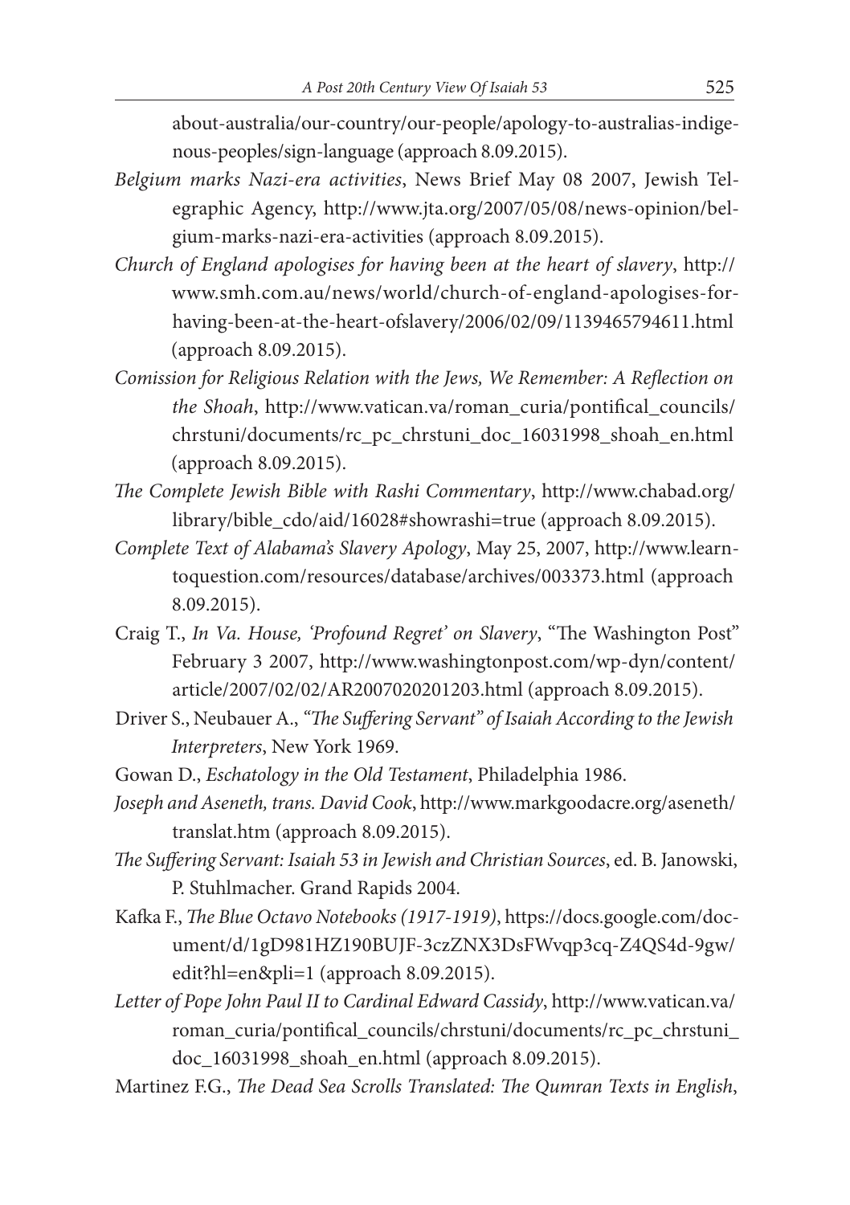about-australia/our-country/our-people/apology-to-australias-indigenous-peoples/sign-language (approach 8.09.2015).

*Belgium marks Nazi-era activities*, News Brief May 08 2007, Jewish Telegraphic Agency, http://www.jta.org/2007/05/08/news-opinion/belgium-marks-nazi-era-activities (approach 8.09.2015).

*Church of England apologises for having been at the heart of slavery*, http://www.smh.com.au/news/world/church-of-england-apologises-for-having-been-at-the-heart-ofslavery/2006/02/09/1139465794611.html (approach 8.09.2015).

*Comission for Religious Relation with the Jews, We Remember: A Reflection on the Shoah*, http://www.vatican.va/roman_curia/pontifical_councils/chrstuni/documents/rc_pc_chrstuni_doc_16031998_shoah_en.html (approach 8.09.2015).

*The Complete Jewish Bible with Rashi Commentary*, http://www.chabad.org/library/bible_cdo/aid/16028#showrashi=true (approach 8.09.2015).

*Complete Text of Alabama's Slavery Apology*, May 25, 2007, http://www.learntoquestion.com/resources/database/archives/003373.html (approach 8.09.2015).

Craig T., *In Va. House, 'Profound Regret' on Slavery*, "The Washington Post" February 3 2007, http://www.washingtonpost.com/wp-dyn/content/article/2007/02/02/AR2007020201203.html (approach 8.09.2015).

Driver S., Neubauer A., *"The Suffering Servant" of Isaiah According to the Jewish Interpreters*, New York 1969.

Gowan D., *Eschatology in the Old Testament*, Philadelphia 1986.

*Joseph and Aseneth, trans. David Cook*, http://www.markgoodacre.org/aseneth/translat.htm (approach 8.09.2015).

*The Suffering Servant: Isaiah 53 in Jewish and Christian Sources*, ed. B. Janowski, P. Stuhlmacher. Grand Rapids 2004.

Kafka F., *The Blue Octavo Notebooks (1917-1919)*, https://docs.google.com/document/d/1gD981HZ190BUJF-3czZNX3DsFWvqp3cq-Z4QS4d-9gw/edit?hl=en&pli=1 (approach 8.09.2015).

*Letter of Pope John Paul II to Cardinal Edward Cassidy*, http://www.vatican.va/roman_curia/pontifical_councils/chrstuni/documents/rc_pc_chrstuni_doc_16031998_shoah_en.html (approach 8.09.2015).

Martinez F.G., *The Dead Sea Scrolls Translated: The Qumran Texts in English*,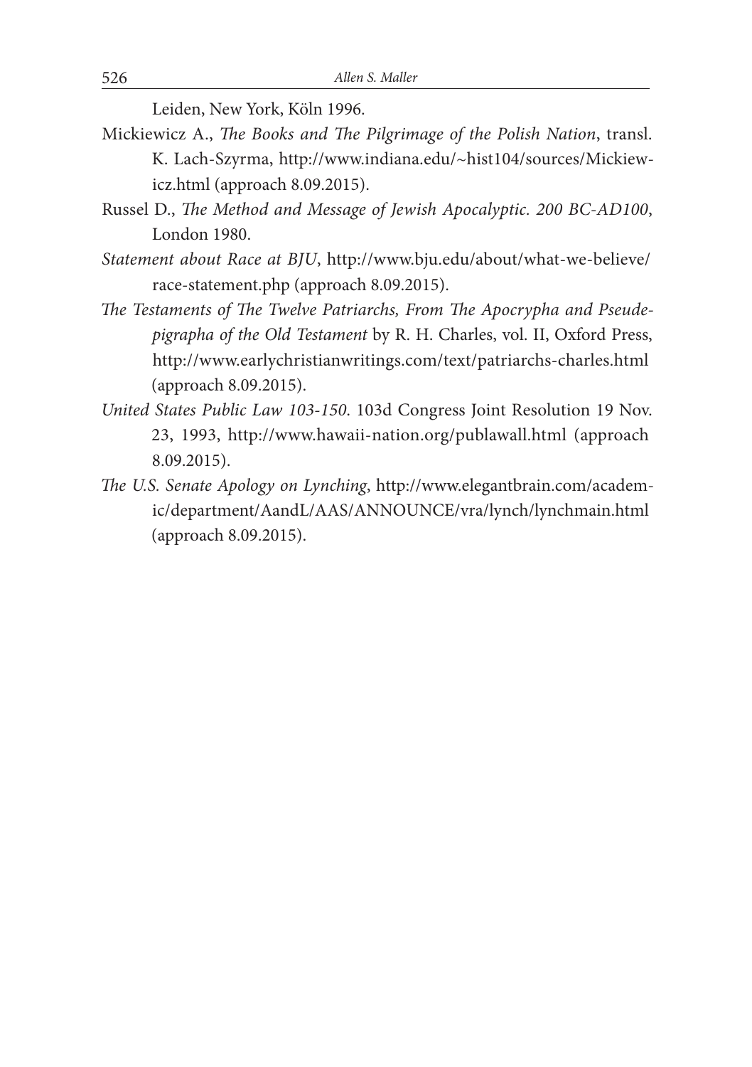Leiden, New York, Köln 1996.

Mickiewicz A., *The Books and The Pilgrimage of the Polish Nation*, transl. K. Lach-Szyrma, http://www.indiana.edu/~hist104/sources/Mickiewicz.html (approach 8.09.2015).

Russel D., *The Method and Message of Jewish Apocalyptic. 200 BC-AD100*, London 1980.

*Statement about Race at BJU*, http://www.bju.edu/about/what-we-believe/race-statement.php (approach 8.09.2015).

*The Testaments of The Twelve Patriarchs, From The Apocrypha and Pseudepigrapha of the Old Testament* by R. H. Charles, vol. II, Oxford Press, http://www.earlychristianwritings.com/text/patriarchs-charles.html (approach 8.09.2015).

*United States Public Law 103-150*. 103d Congress Joint Resolution 19 Nov. 23, 1993, http://www.hawaii-nation.org/publawall.html (approach 8.09.2015).

*The U.S. Senate Apology on Lynching*, http://www.elegantbrain.com/academic/department/AandL/AAS/ANNOUNCE/vra/lynch/lynchmain.html (approach 8.09.2015).